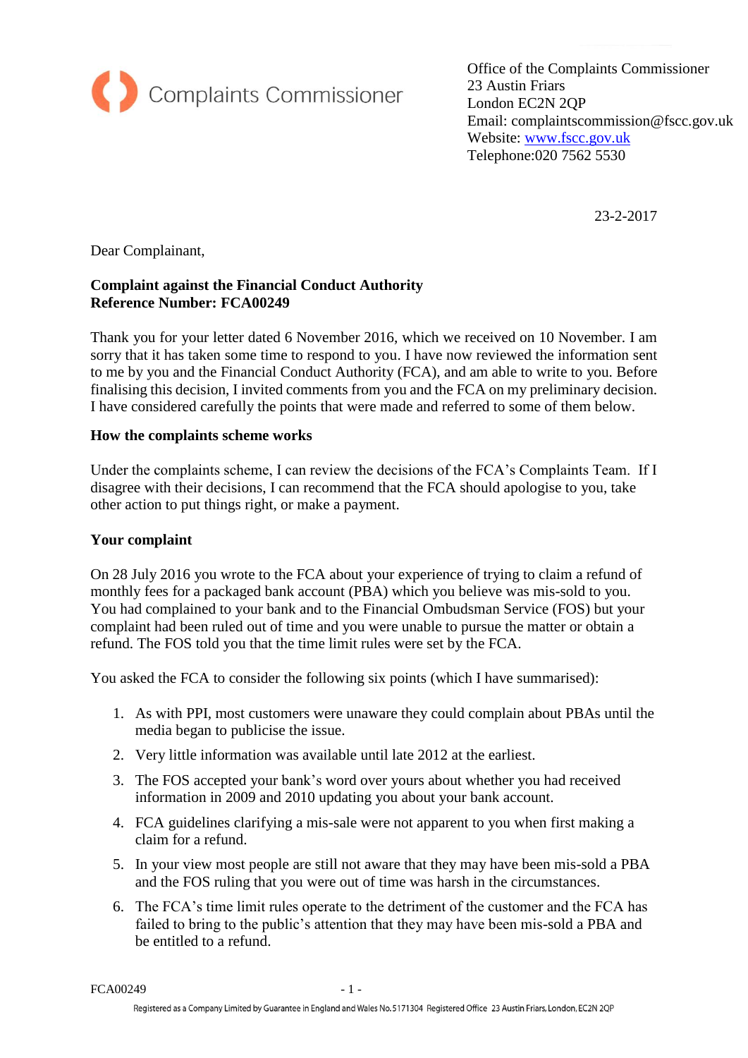Complaints Commissioner

Office of the Complaints Commissioner
23 Austin Friars
London EC2N 2QP
Email: complaintscommission@fscc.gov.uk
Website: www.fscc.gov.uk
Telephone:020 7562 5530

23-2-2017

Dear Complainant,

**Complaint against the Financial Conduct Authority**
**Reference Number: FCA00249**

Thank you for your letter dated 6 November 2016, which we received on 10 November. I am sorry that it has taken some time to respond to you. I have now reviewed the information sent to me by you and the Financial Conduct Authority (FCA), and am able to write to you. Before finalising this decision, I invited comments from you and the FCA on my preliminary decision. I have considered carefully the points that were made and referred to some of them below.

**How the complaints scheme works**

Under the complaints scheme, I can review the decisions of the FCA's Complaints Team. If I disagree with their decisions, I can recommend that the FCA should apologise to you, take other action to put things right, or make a payment.

**Your complaint**

On 28 July 2016 you wrote to the FCA about your experience of trying to claim a refund of monthly fees for a packaged bank account (PBA) which you believe was mis-sold to you. You had complained to your bank and to the Financial Ombudsman Service (FOS) but your complaint had been ruled out of time and you were unable to pursue the matter or obtain a refund. The FOS told you that the time limit rules were set by the FCA.

You asked the FCA to consider the following six points (which I have summarised):

1. As with PPI, most customers were unaware they could complain about PBAs until the media began to publicise the issue.
2. Very little information was available until late 2012 at the earliest.
3. The FOS accepted your bank's word over yours about whether you had received information in 2009 and 2010 updating you about your bank account.
4. FCA guidelines clarifying a mis-sale were not apparent to you when first making a claim for a refund.
5. In your view most people are still not aware that they may have been mis-sold a PBA and the FOS ruling that you were out of time was harsh in the circumstances.
6. The FCA's time limit rules operate to the detriment of the customer and the FCA has failed to bring to the public's attention that they may have been mis-sold a PBA and be entitled to a refund.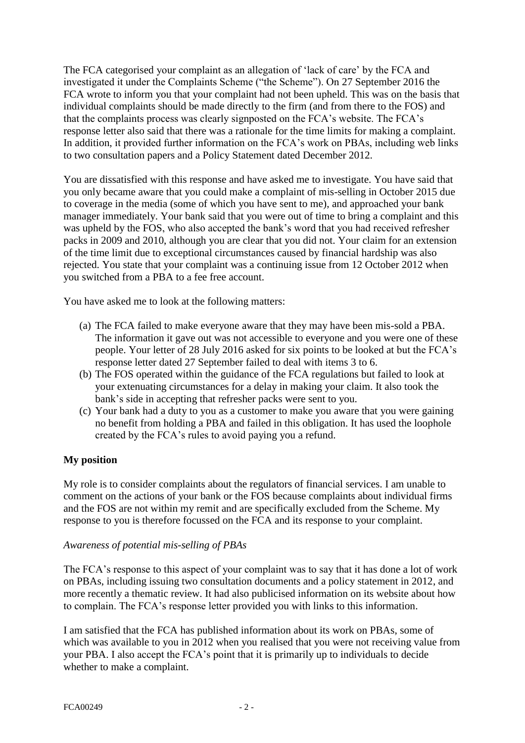The FCA categorised your complaint as an allegation of 'lack of care' by the FCA and investigated it under the Complaints Scheme ("the Scheme"). On 27 September 2016 the FCA wrote to inform you that your complaint had not been upheld. This was on the basis that individual complaints should be made directly to the firm (and from there to the FOS) and that the complaints process was clearly signposted on the FCA's website. The FCA's response letter also said that there was a rationale for the time limits for making a complaint. In addition, it provided further information on the FCA's work on PBAs, including web links to two consultation papers and a Policy Statement dated December 2012.

You are dissatisfied with this response and have asked me to investigate. You have said that you only became aware that you could make a complaint of mis-selling in October 2015 due to coverage in the media (some of which you have sent to me), and approached your bank manager immediately. Your bank said that you were out of time to bring a complaint and this was upheld by the FOS, who also accepted the bank's word that you had received refresher packs in 2009 and 2010, although you are clear that you did not. Your claim for an extension of the time limit due to exceptional circumstances caused by financial hardship was also rejected. You state that your complaint was a continuing issue from 12 October 2012 when you switched from a PBA to a fee free account.

You have asked me to look at the following matters:

(a) The FCA failed to make everyone aware that they may have been mis-sold a PBA. The information it gave out was not accessible to everyone and you were one of these people. Your letter of 28 July 2016 asked for six points to be looked at but the FCA's response letter dated 27 September failed to deal with items 3 to 6.

(b) The FOS operated within the guidance of the FCA regulations but failed to look at your extenuating circumstances for a delay in making your claim. It also took the bank's side in accepting that refresher packs were sent to you.

(c) Your bank had a duty to you as a customer to make you aware that you were gaining no benefit from holding a PBA and failed in this obligation. It has used the loophole created by the FCA's rules to avoid paying you a refund.

**My position**

My role is to consider complaints about the regulators of financial services. I am unable to comment on the actions of your bank or the FOS because complaints about individual firms and the FOS are not within my remit and are specifically excluded from the Scheme. My response to you is therefore focussed on the FCA and its response to your complaint.

*Awareness of potential mis-selling of PBAs*

The FCA's response to this aspect of your complaint was to say that it has done a lot of work on PBAs, including issuing two consultation documents and a policy statement in 2012, and more recently a thematic review. It had also publicised information on its website about how to complain. The FCA's response letter provided you with links to this information.

I am satisfied that the FCA has published information about its work on PBAs, some of which was available to you in 2012 when you realised that you were not receiving value from your PBA. I also accept the FCA's point that it is primarily up to individuals to decide whether to make a complaint.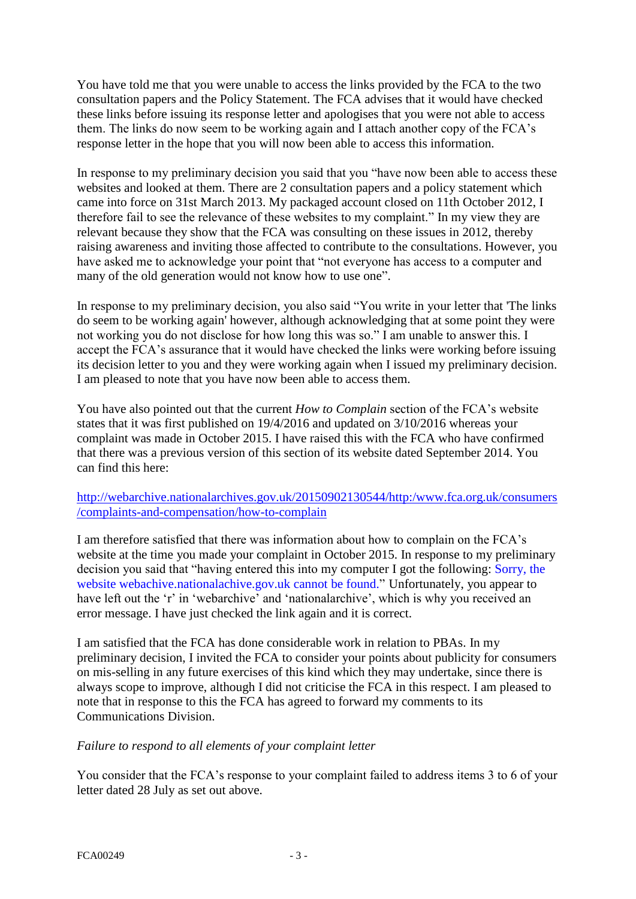You have told me that you were unable to access the links provided by the FCA to the two consultation papers and the Policy Statement. The FCA advises that it would have checked these links before issuing its response letter and apologises that you were not able to access them. The links do now seem to be working again and I attach another copy of the FCA's response letter in the hope that you will now been able to access this information.

In response to my preliminary decision you said that you "have now been able to access these websites and looked at them. There are 2 consultation papers and a policy statement which came into force on 31st March 2013. My packaged account closed on 11th October 2012, I therefore fail to see the relevance of these websites to my complaint." In my view they are relevant because they show that the FCA was consulting on these issues in 2012, thereby raising awareness and inviting those affected to contribute to the consultations. However, you have asked me to acknowledge your point that "not everyone has access to a computer and many of the old generation would not know how to use one".

In response to my preliminary decision, you also said "You write in your letter that 'The links do seem to be working again' however, although acknowledging that at some point they were not working you do not disclose for how long this was so." I am unable to answer this. I accept the FCA's assurance that it would have checked the links were working before issuing its decision letter to you and they were working again when I issued my preliminary decision. I am pleased to note that you have now been able to access them.

You have also pointed out that the current *How to Complain* section of the FCA's website states that it was first published on 19/4/2016 and updated on 3/10/2016 whereas your complaint was made in October 2015. I have raised this with the FCA who have confirmed that there was a previous version of this section of its website dated September 2014. You can find this here:

http://webarchive.nationalarchives.gov.uk/20150902130544/http:/www.fca.org.uk/consumers/complaints-and-compensation/how-to-complain

I am therefore satisfied that there was information about how to complain on the FCA's website at the time you made your complaint in October 2015. In response to my preliminary decision you said that "having entered this into my computer I got the following: Sorry, the website webachive.nationalachive.gov.uk cannot be found." Unfortunately, you appear to have left out the 'r' in 'webarchive' and 'nationalarchive', which is why you received an error message. I have just checked the link again and it is correct.

I am satisfied that the FCA has done considerable work in relation to PBAs. In my preliminary decision, I invited the FCA to consider your points about publicity for consumers on mis-selling in any future exercises of this kind which they may undertake, since there is always scope to improve, although I did not criticise the FCA in this respect. I am pleased to note that in response to this the FCA has agreed to forward my comments to its Communications Division.

*Failure to respond to all elements of your complaint letter*

You consider that the FCA's response to your complaint failed to address items 3 to 6 of your letter dated 28 July as set out above.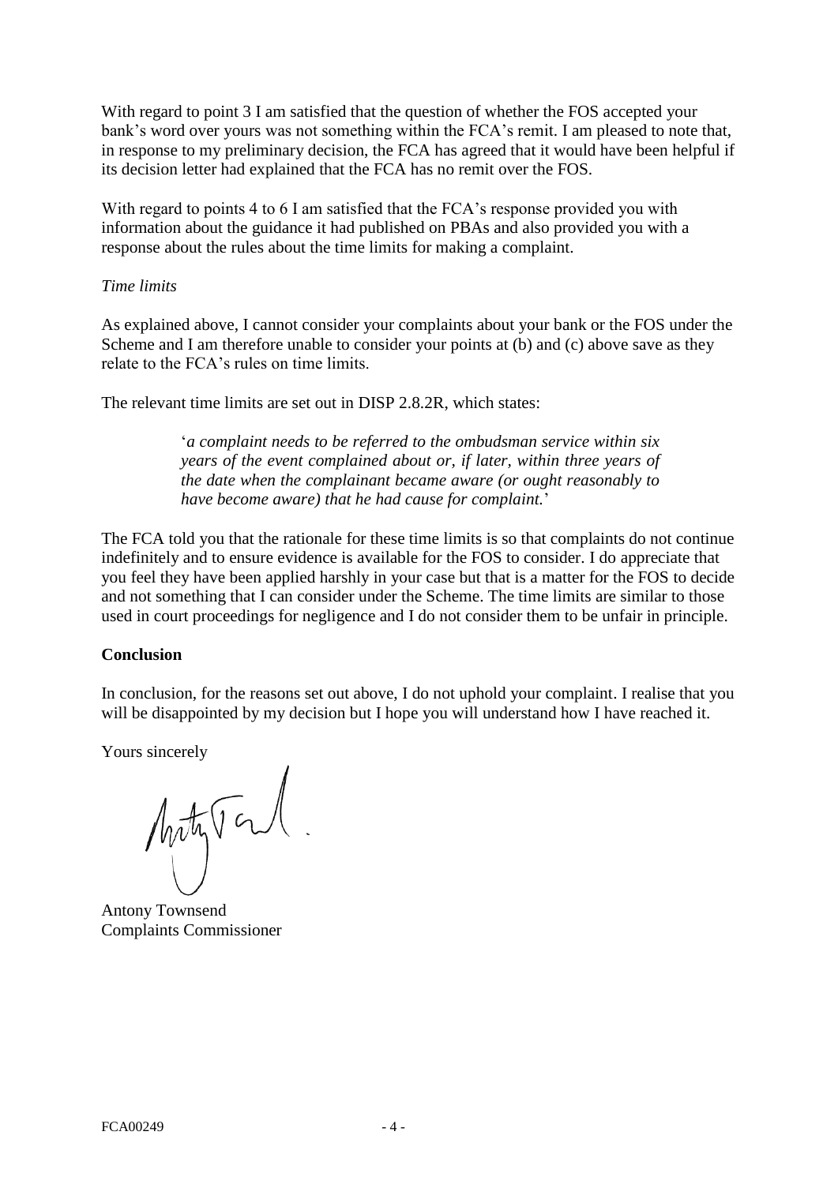With regard to point 3 I am satisfied that the question of whether the FOS accepted your bank's word over yours was not something within the FCA's remit. I am pleased to note that, in response to my preliminary decision, the FCA has agreed that it would have been helpful if its decision letter had explained that the FCA has no remit over the FOS.

With regard to points 4 to 6 I am satisfied that the FCA's response provided you with information about the guidance it had published on PBAs and also provided you with a response about the rules about the time limits for making a complaint.

*Time limits*

As explained above, I cannot consider your complaints about your bank or the FOS under the Scheme and I am therefore unable to consider your points at (b) and (c) above save as they relate to the FCA's rules on time limits.

The relevant time limits are set out in DISP 2.8.2R, which states:

> '*a complaint needs to be referred to the ombudsman service within six years of the event complained about or, if later, within three years of the date when the complainant became aware (or ought reasonably to have become aware) that he had cause for complaint.*'

The FCA told you that the rationale for these time limits is so that complaints do not continue indefinitely and to ensure evidence is available for the FOS to consider. I do appreciate that you feel they have been applied harshly in your case but that is a matter for the FOS to decide and not something that I can consider under the Scheme. The time limits are similar to those used in court proceedings for negligence and I do not consider them to be unfair in principle.

**Conclusion**

In conclusion, for the reasons set out above, I do not uphold your complaint. I realise that you will be disappointed by my decision but I hope you will understand how I have reached it.

Yours sincerely

Antony Townsend
Complaints Commissioner

FCA00249